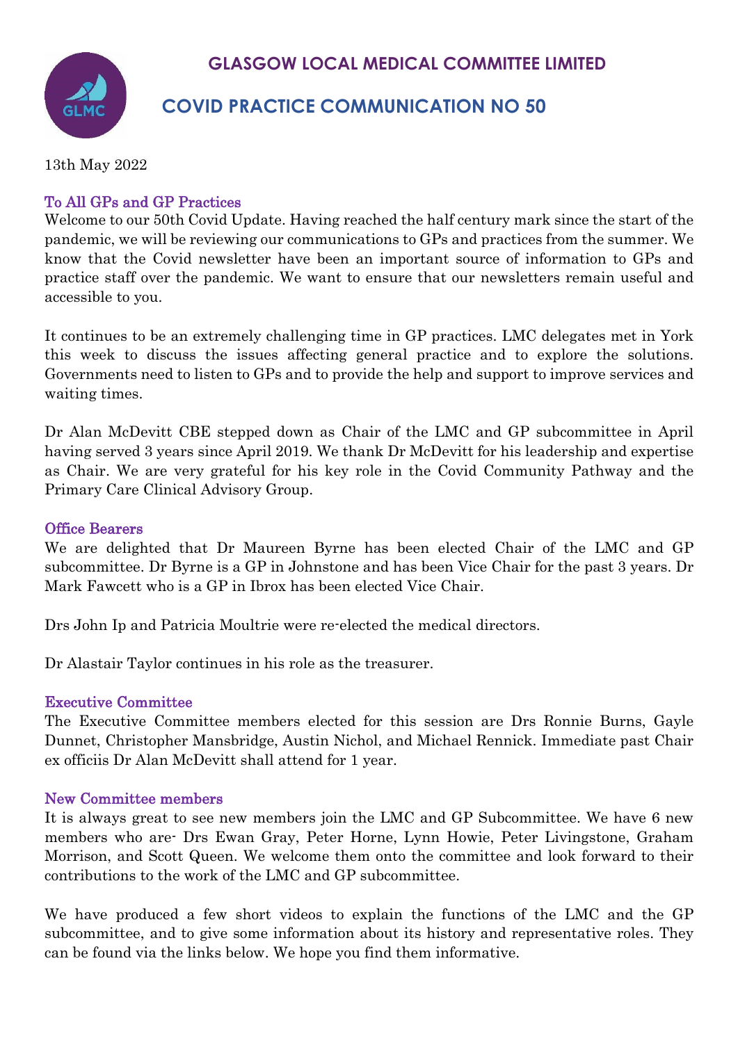# GLASGOW LOCAL MEDICAL COMMITTEE LIMITED

## COVID PRACTICE COMMUNICATION NO 50

13th May 2022

### To All GPs and GP Practices

Welcome to our 50th Covid Update. Having reached the half century mark since the start of the pandemic, we will be reviewing our communications to GPs and practices from the summer. We know that the Covid newsletter have been an important source of information to GPs and practice staff over the pandemic. We want to ensure that our newsletters remain useful and accessible to you.

It continues to be an extremely challenging time in GP practices. LMC delegates met in York this week to discuss the issues affecting general practice and to explore the solutions. Governments need to listen to GPs and to provide the help and support to improve services and waiting times.

Dr Alan McDevitt CBE stepped down as Chair of the LMC and GP subcommittee in April having served 3 years since April 2019. We thank Dr McDevitt for his leadership and expertise as Chair. We are very grateful for his key role in the Covid Community Pathway and the Primary Care Clinical Advisory Group.

### Office Bearers

We are delighted that Dr Maureen Byrne has been elected Chair of the LMC and GP subcommittee. Dr Byrne is a GP in Johnstone and has been Vice Chair for the past 3 years. Dr Mark Fawcett who is a GP in Ibrox has been elected Vice Chair.

Drs John Ip and Patricia Moultrie were re-elected the medical directors.

Dr Alastair Taylor continues in his role as the treasurer.

### Executive Committee

The Executive Committee members elected for this session are Drs Ronnie Burns, Gayle Dunnet, Christopher Mansbridge, Austin Nichol, and Michael Rennick. Immediate past Chair ex officiis Dr Alan McDevitt shall attend for 1 year.

### New Committee members

It is always great to see new members join the LMC and GP Subcommittee. We have 6 new members who are- Drs Ewan Gray, Peter Horne, Lynn Howie, Peter Livingstone, Graham Morrison, and Scott Queen. We welcome them onto the committee and look forward to their contributions to the work of the LMC and GP subcommittee.

We have produced a few short videos to explain the functions of the LMC and the GP subcommittee, and to give some information about its history and representative roles. They can be found via the links below. We hope you find them informative.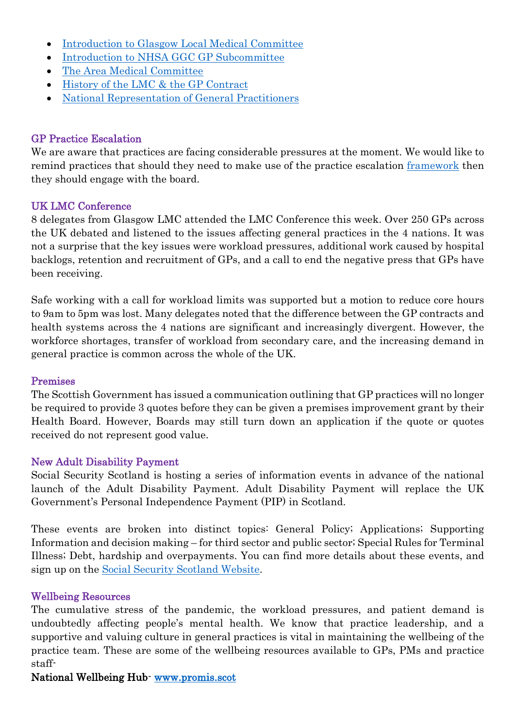- [Introduction to Glasgow Local Medical Committee]()
- [Introduction to NHSA GGC GP Subcommittee]()
- [The Area Medical Committee]()
- [History of the LMC & the GP Contract]()
- [National Representation of General Practitioners]()

## GP Practice Escalation

We are aware that practices are facing considerable pressures at the moment. We would like to remind practices that should they need to make use of the practice escalation [framework]() then they should engage with the board.

## UK LMC Conference

8 delegates from Glasgow LMC attended the LMC Conference this week. Over 250 GPs across the UK debated and listened to the issues affecting general practices in the 4 nations. It was not a surprise that the key issues were workload pressures, additional work caused by hospital backlogs, retention and recruitment of GPs, and a call to end the negative press that GPs have been receiving.

Safe working with a call for workload limits was supported but a motion to reduce core hours to 9am to 5pm was lost. Many delegates noted that the difference between the GP contracts and health systems across the 4 nations are significant and increasingly divergent. However, the workforce shortages, transfer of workload from secondary care, and the increasing demand in general practice is common across the whole of the UK.

## Premises

The Scottish Government has issued a communication outlining that GP practices will no longer be required to provide 3 quotes before they can be given a premises improvement grant by their Health Board. However, Boards may still turn down an application if the quote or quotes received do not represent good value.

## New Adult Disability Payment

Social Security Scotland is hosting a series of information events in advance of the national launch of the Adult Disability Payment. Adult Disability Payment will replace the UK Government's Personal Independence Payment (PIP) in Scotland.

These events are broken into distinct topics: General Policy; Applications; Supporting Information and decision making – for third sector and public sector; Special Rules for Terminal Illness; Debt, hardship and overpayments. You can find more details about these events, and sign up on the [Social Security Scotland Website]().

## Wellbeing Resources

The cumulative stress of the pandemic, the workload pressures, and patient demand is undoubtedly affecting people's mental health. We know that practice leadership, and a supportive and valuing culture in general practices is vital in maintaining the wellbeing of the practice team. These are some of the wellbeing resources available to GPs, PMs and practice staff-

**National Wellbeing Hub**- [www.promis.scot](www.promis.scot)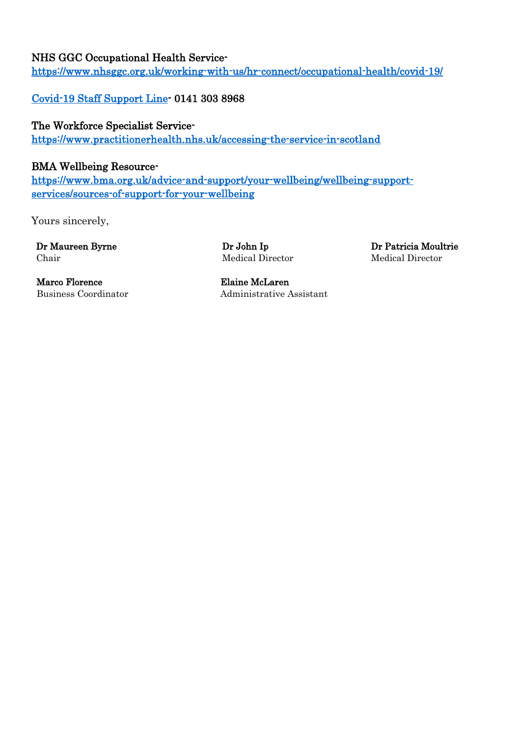NHS GGC Occupational Health Service- https://www.nhsggc.org.uk/working-with-us/hr-connect/occupational-health/covid-19/

Covid-19 Staff Support Line- 0141 303 8968

The Workforce Specialist Service- https://www.practitionerhealth.nhs.uk/accessing-the-service-in-scotland

BMA Wellbeing Resource- https://www.bma.org.uk/advice-and-support/your-wellbeing/wellbeing-support-services/sources-of-support-for-your-wellbeing

Yours sincerely,

**Dr Maureen Byrne**
Chair

**Dr John Ip**
Medical Director

**Dr Patricia Moultrie**
Medical Director

**Marco Florence**
Business Coordinator

**Elaine McLaren**
Administrative Assistant